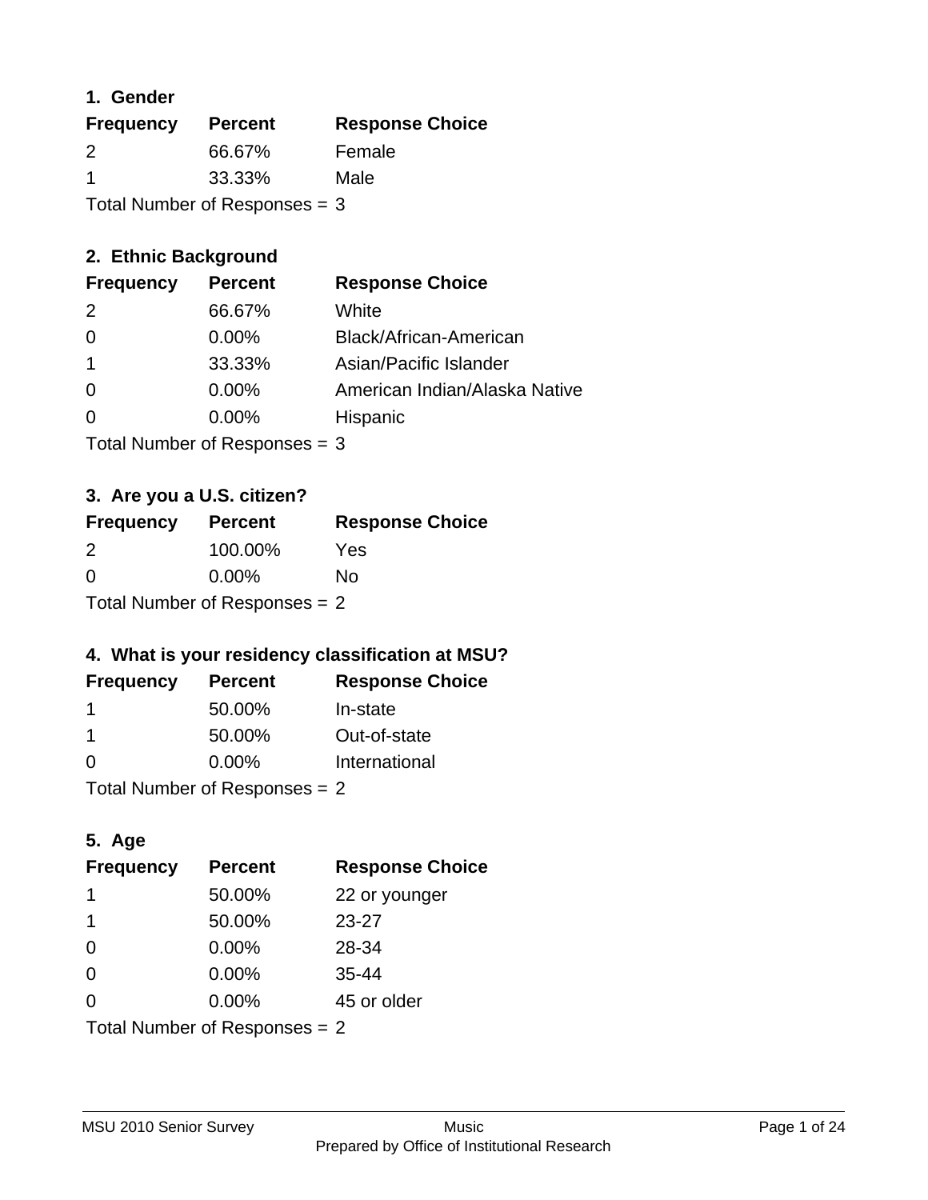### 1. Gender

| Frequency | Percent | Response Choice |
|---|---|---|
| 2 | 66.67% | Female |
| 1 | 33.33% | Male |

Total Number of Responses = 3

### 2. Ethnic Background

| Frequency | Percent | Response Choice |
|---|---|---|
| 2 | 66.67% | White |
| 0 | 0.00% | Black/African-American |
| 1 | 33.33% | Asian/Pacific Islander |
| 0 | 0.00% | American Indian/Alaska Native |
| 0 | 0.00% | Hispanic |

Total Number of Responses = 3

### 3. Are you a U.S. citizen?

| Frequency | Percent | Response Choice |
|---|---|---|
| 2 | 100.00% | Yes |
| 0 | 0.00% | No |

Total Number of Responses = 2

### 4. What is your residency classification at MSU?

| Frequency | Percent | Response Choice |
|---|---|---|
| 1 | 50.00% | In-state |
| 1 | 50.00% | Out-of-state |
| 0 | 0.00% | International |

Total Number of Responses = 2

### 5. Age

| Frequency | Percent | Response Choice |
|---|---|---|
| 1 | 50.00% | 22 or younger |
| 1 | 50.00% | 23-27 |
| 0 | 0.00% | 28-34 |
| 0 | 0.00% | 35-44 |
| 0 | 0.00% | 45 or older |

Total Number of Responses = 2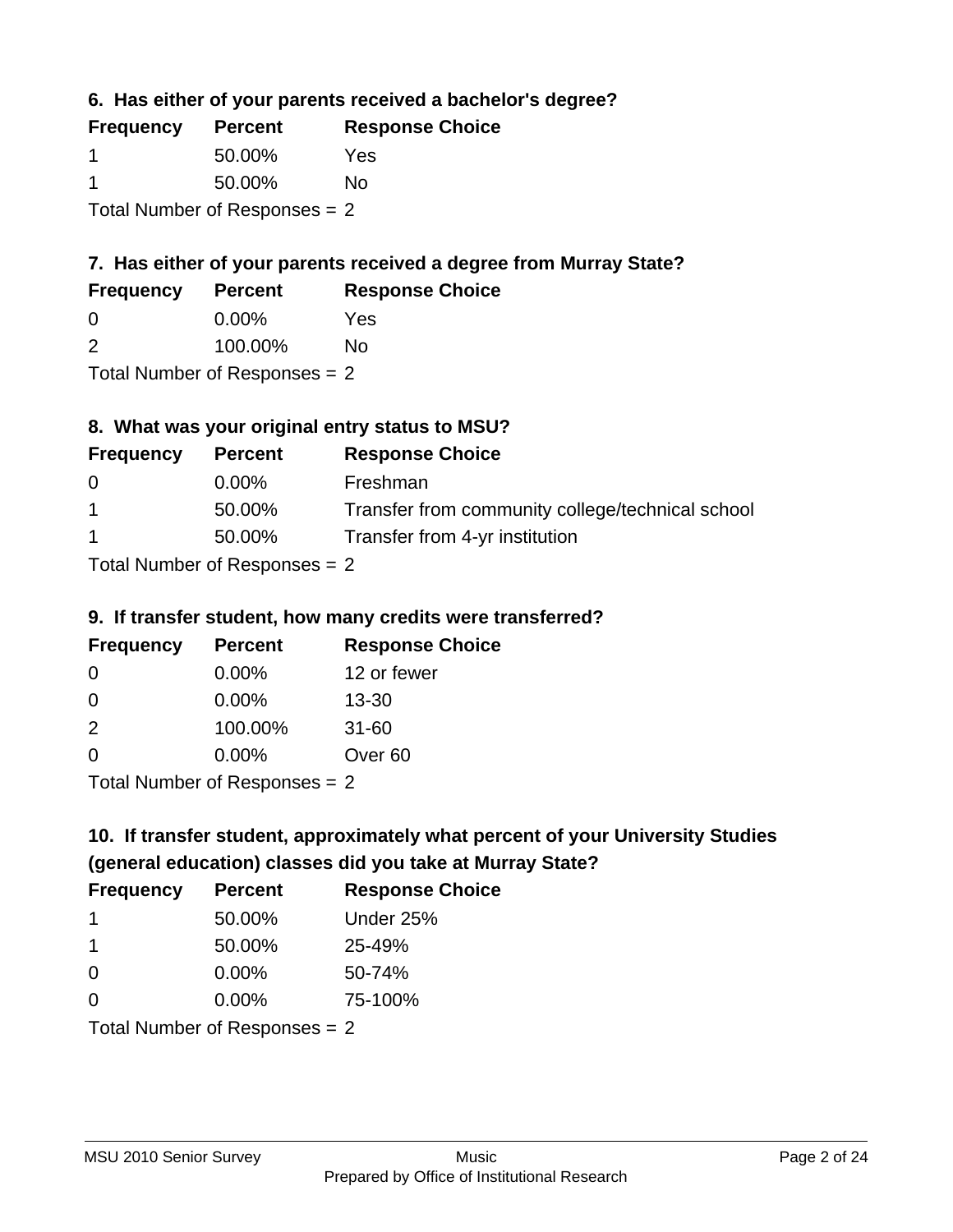### 6. Has either of your parents received a bachelor's degree?

| Frequency | Percent | Response Choice |
|---|---|---|
| 1 | 50.00% | Yes |
| 1 | 50.00% | No |

Total Number of Responses = 2

### 7. Has either of your parents received a degree from Murray State?

| Frequency | Percent | Response Choice |
|---|---|---|
| 0 | 0.00% | Yes |
| 2 | 100.00% | No |

Total Number of Responses = 2

### 8. What was your original entry status to MSU?

| Frequency | Percent | Response Choice |
|---|---|---|
| 0 | 0.00% | Freshman |
| 1 | 50.00% | Transfer from community college/technical school |
| 1 | 50.00% | Transfer from 4-yr institution |

Total Number of Responses = 2

### 9. If transfer student, how many credits were transferred?

| Frequency | Percent | Response Choice |
|---|---|---|
| 0 | 0.00% | 12 or fewer |
| 0 | 0.00% | 13-30 |
| 2 | 100.00% | 31-60 |
| 0 | 0.00% | Over 60 |

Total Number of Responses = 2

### 10. If transfer student, approximately what percent of your University Studies (general education) classes did you take at Murray State?

| Frequency | Percent | Response Choice |
|---|---|---|
| 1 | 50.00% | Under 25% |
| 1 | 50.00% | 25-49% |
| 0 | 0.00% | 50-74% |
| 0 | 0.00% | 75-100% |

Total Number of Responses = 2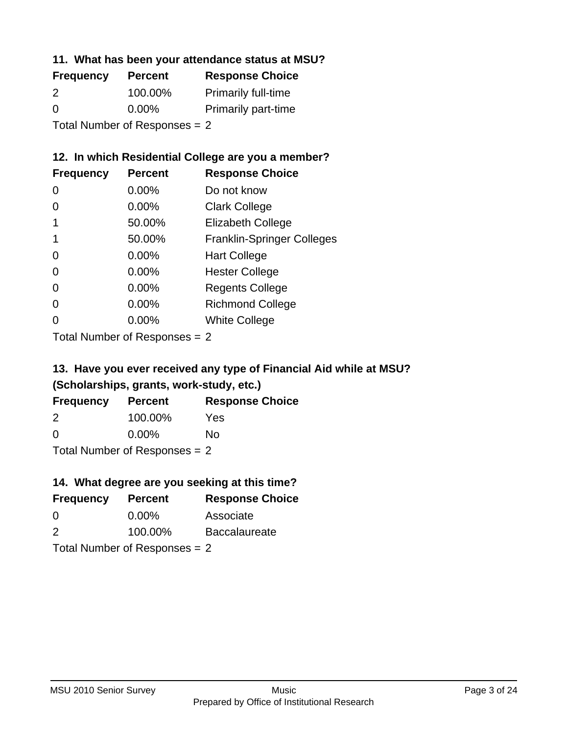### 11. What has been your attendance status at MSU?

| Frequency | Percent | Response Choice |
|---|---|---|
| 2 | 100.00% | Primarily full-time |
| 0 | 0.00% | Primarily part-time |

Total Number of Responses = 2

### 12. In which Residential College are you a member?

| Frequency | Percent | Response Choice |
|---|---|---|
| 0 | 0.00% | Do not know |
| 0 | 0.00% | Clark College |
| 1 | 50.00% | Elizabeth College |
| 1 | 50.00% | Franklin-Springer Colleges |
| 0 | 0.00% | Hart College |
| 0 | 0.00% | Hester College |
| 0 | 0.00% | Regents College |
| 0 | 0.00% | Richmond College |
| 0 | 0.00% | White College |

Total Number of Responses = 2

### 13. Have you ever received any type of Financial Aid while at MSU? (Scholarships, grants, work-study, etc.)

| Frequency | Percent | Response Choice |
|---|---|---|
| 2 | 100.00% | Yes |
| 0 | 0.00% | No |

Total Number of Responses = 2

### 14. What degree are you seeking at this time?

| Frequency | Percent | Response Choice |
|---|---|---|
| 0 | 0.00% | Associate |
| 2 | 100.00% | Baccalaureate |

Total Number of Responses = 2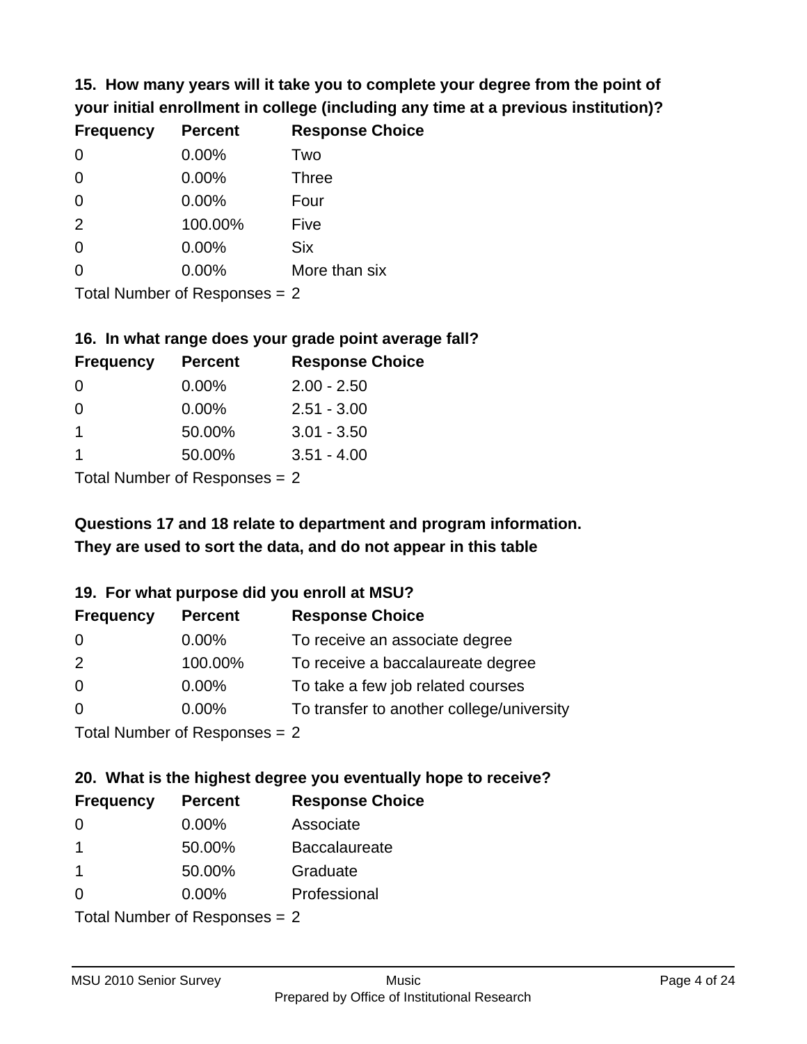### 15. How many years will it take you to complete your degree from the point of your initial enrollment in college (including any time at a previous institution)?

| Frequency | Percent | Response Choice |
| --- | --- | --- |
| 0 | 0.00% | Two |
| 0 | 0.00% | Three |
| 0 | 0.00% | Four |
| 2 | 100.00% | Five |
| 0 | 0.00% | Six |
| 0 | 0.00% | More than six |

Total Number of Responses = 2

### 16. In what range does your grade point average fall?

| Frequency | Percent | Response Choice |
| --- | --- | --- |
| 0 | 0.00% | 2.00 - 2.50 |
| 0 | 0.00% | 2.51 - 3.00 |
| 1 | 50.00% | 3.01 - 3.50 |
| 1 | 50.00% | 3.51 - 4.00 |

Total Number of Responses = 2

**Questions 17 and 18 relate to department and program information. They are used to sort the data, and do not appear in this table**

### 19. For what purpose did you enroll at MSU?

| Frequency | Percent | Response Choice |
| --- | --- | --- |
| 0 | 0.00% | To receive an associate degree |
| 2 | 100.00% | To receive a baccalaureate degree |
| 0 | 0.00% | To take a few job related courses |
| 0 | 0.00% | To transfer to another college/university |

Total Number of Responses = 2

### 20. What is the highest degree you eventually hope to receive?

| Frequency | Percent | Response Choice |
| --- | --- | --- |
| 0 | 0.00% | Associate |
| 1 | 50.00% | Baccalaureate |
| 1 | 50.00% | Graduate |
| 0 | 0.00% | Professional |

Total Number of Responses = 2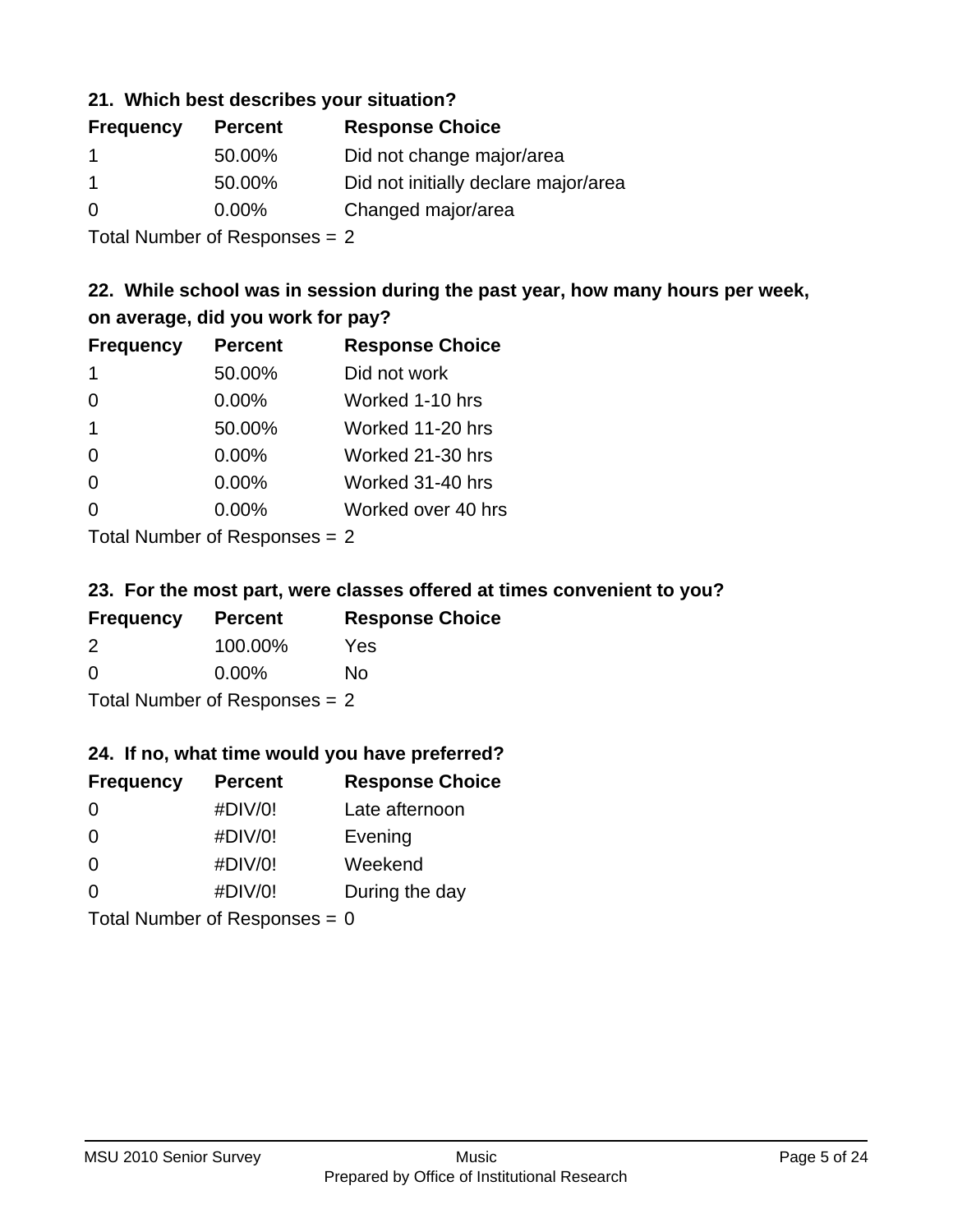### 21. Which best describes your situation?

| Frequency | Percent | Response Choice |
|---|---|---|
| 1 | 50.00% | Did not change major/area |
| 1 | 50.00% | Did not initially declare major/area |
| 0 | 0.00% | Changed major/area |

Total Number of Responses = 2

### 22. While school was in session during the past year, how many hours per week, on average, did you work for pay?

| Frequency | Percent | Response Choice |
|---|---|---|
| 1 | 50.00% | Did not work |
| 0 | 0.00% | Worked 1-10 hrs |
| 1 | 50.00% | Worked 11-20 hrs |
| 0 | 0.00% | Worked 21-30 hrs |
| 0 | 0.00% | Worked 31-40 hrs |
| 0 | 0.00% | Worked over 40 hrs |

Total Number of Responses = 2

### 23. For the most part, were classes offered at times convenient to you?

| Frequency | Percent | Response Choice |
|---|---|---|
| 2 | 100.00% | Yes |
| 0 | 0.00% | No |

Total Number of Responses = 2

### 24. If no, what time would you have preferred?

| Frequency | Percent | Response Choice |
|---|---|---|
| 0 | #DIV/0! | Late afternoon |
| 0 | #DIV/0! | Evening |
| 0 | #DIV/0! | Weekend |
| 0 | #DIV/0! | During the day |

Total Number of Responses = 0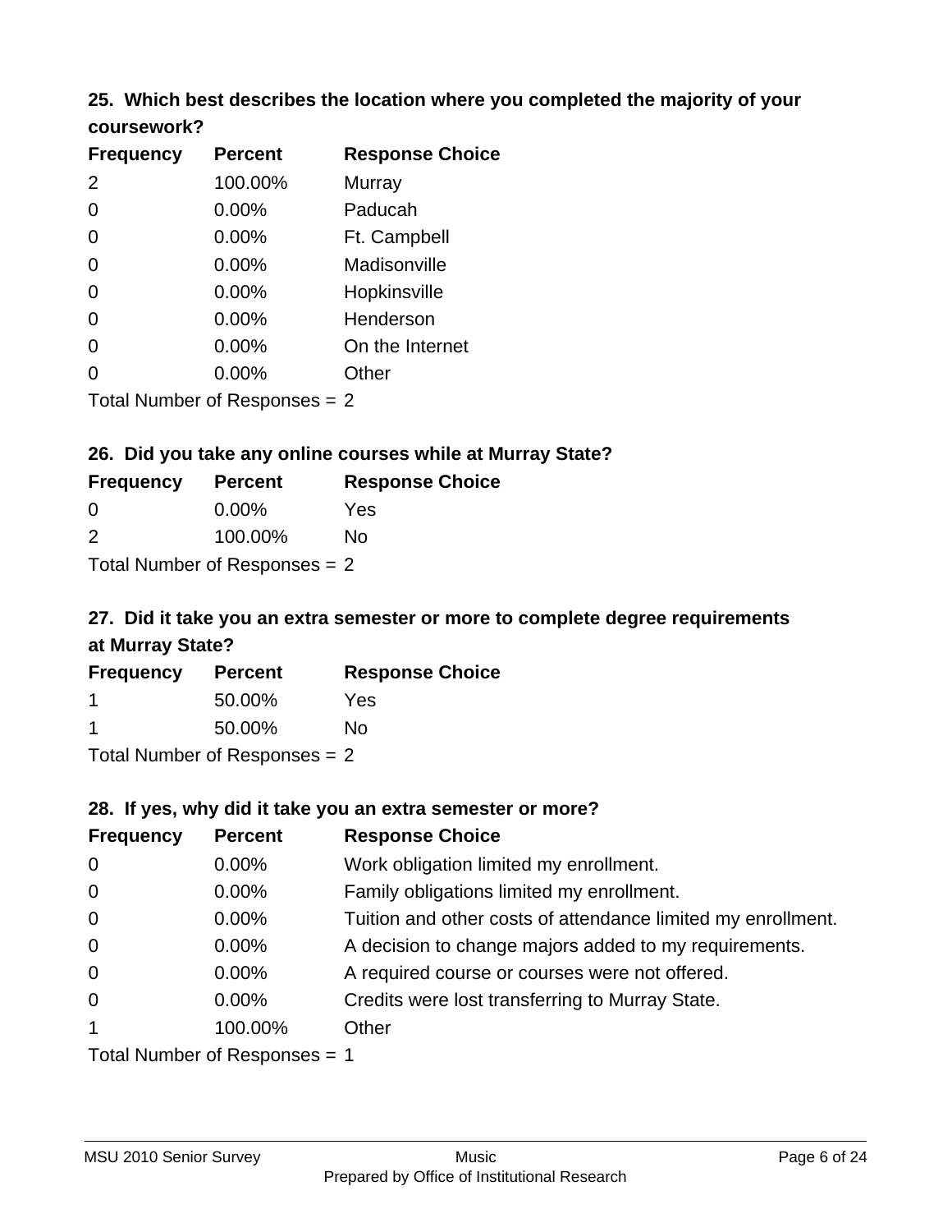### 25. Which best describes the location where you completed the majority of your coursework?

| Frequency | Percent | Response Choice |
|---|---|---|
| 2 | 100.00% | Murray |
| 0 | 0.00% | Paducah |
| 0 | 0.00% | Ft. Campbell |
| 0 | 0.00% | Madisonville |
| 0 | 0.00% | Hopkinsville |
| 0 | 0.00% | Henderson |
| 0 | 0.00% | On the Internet |
| 0 | 0.00% | Other |

Total Number of Responses = 2

### 26. Did you take any online courses while at Murray State?

| Frequency | Percent | Response Choice |
|---|---|---|
| 0 | 0.00% | Yes |
| 2 | 100.00% | No |

Total Number of Responses = 2

### 27. Did it take you an extra semester or more to complete degree requirements at Murray State?

| Frequency | Percent | Response Choice |
|---|---|---|
| 1 | 50.00% | Yes |
| 1 | 50.00% | No |

Total Number of Responses = 2

### 28. If yes, why did it take you an extra semester or more?

| Frequency | Percent | Response Choice |
|---|---|---|
| 0 | 0.00% | Work obligation limited my enrollment. |
| 0 | 0.00% | Family obligations limited my enrollment. |
| 0 | 0.00% | Tuition and other costs of attendance limited my enrollment. |
| 0 | 0.00% | A decision to change majors added to my requirements. |
| 0 | 0.00% | A required course or courses were not offered. |
| 0 | 0.00% | Credits were lost transferring to Murray State. |
| 1 | 100.00% | Other |

Total Number of Responses = 1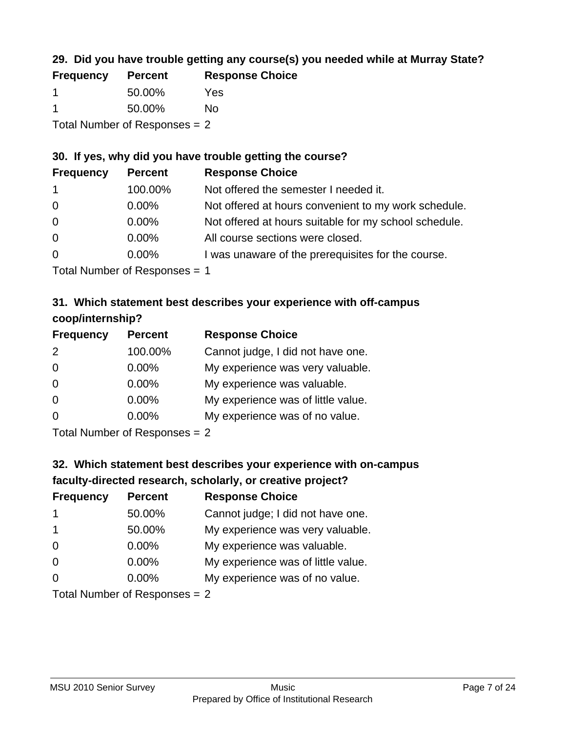### 29. Did you have trouble getting any course(s) you needed while at Murray State?

| Frequency | Percent | Response Choice |
|---|---|---|
| 1 | 50.00% | Yes |
| 1 | 50.00% | No |

Total Number of Responses = 2

### 30. If yes, why did you have trouble getting the course?

| Frequency | Percent | Response Choice |
|---|---|---|
| 1 | 100.00% | Not offered the semester I needed it. |
| 0 | 0.00% | Not offered at hours convenient to my work schedule. |
| 0 | 0.00% | Not offered at hours suitable for my school schedule. |
| 0 | 0.00% | All course sections were closed. |
| 0 | 0.00% | I was unaware of the prerequisites for the course. |

Total Number of Responses = 1

### 31. Which statement best describes your experience with off-campus coop/internship?

| Frequency | Percent | Response Choice |
|---|---|---|
| 2 | 100.00% | Cannot judge, I did not have one. |
| 0 | 0.00% | My experience was very valuable. |
| 0 | 0.00% | My experience was valuable. |
| 0 | 0.00% | My experience was of little value. |
| 0 | 0.00% | My experience was of no value. |

Total Number of Responses = 2

### 32. Which statement best describes your experience with on-campus faculty-directed research, scholarly, or creative project?

| Frequency | Percent | Response Choice |
|---|---|---|
| 1 | 50.00% | Cannot judge; I did not have one. |
| 1 | 50.00% | My experience was very valuable. |
| 0 | 0.00% | My experience was valuable. |
| 0 | 0.00% | My experience was of little value. |
| 0 | 0.00% | My experience was of no value. |

Total Number of Responses = 2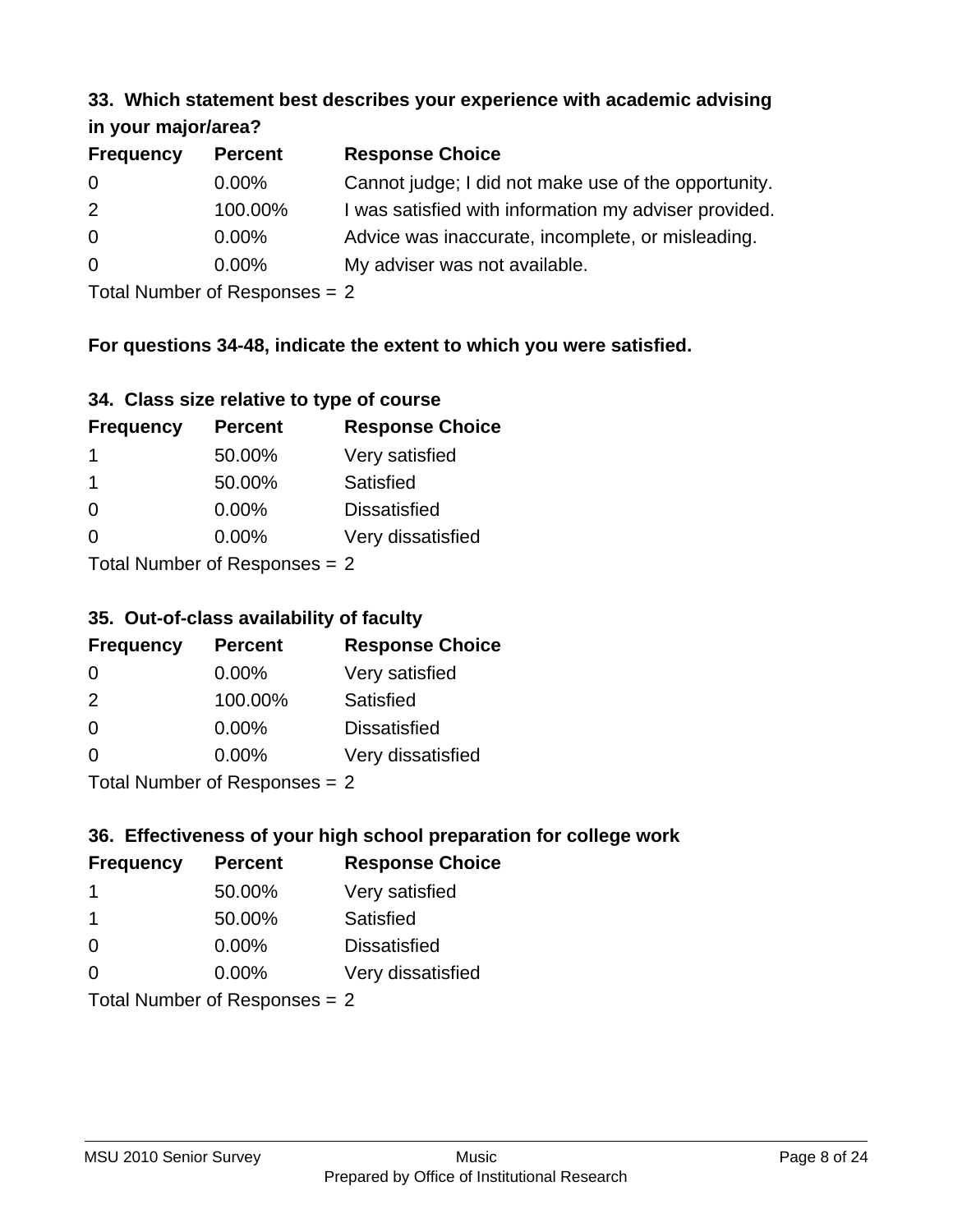### 33. Which statement best describes your experience with academic advising in your major/area?

| Frequency | Percent | Response Choice |
|---|---|---|
| 0 | 0.00% | Cannot judge; I did not make use of the opportunity. |
| 2 | 100.00% | I was satisfied with information my adviser provided. |
| 0 | 0.00% | Advice was inaccurate, incomplete, or misleading. |
| 0 | 0.00% | My adviser was not available. |

Total Number of Responses = 2

**For questions 34-48, indicate the extent to which you were satisfied.**

### 34. Class size relative to type of course

| Frequency | Percent | Response Choice |
|---|---|---|
| 1 | 50.00% | Very satisfied |
| 1 | 50.00% | Satisfied |
| 0 | 0.00% | Dissatisfied |
| 0 | 0.00% | Very dissatisfied |

Total Number of Responses = 2

### 35. Out-of-class availability of faculty

| Frequency | Percent | Response Choice |
|---|---|---|
| 0 | 0.00% | Very satisfied |
| 2 | 100.00% | Satisfied |
| 0 | 0.00% | Dissatisfied |
| 0 | 0.00% | Very dissatisfied |

Total Number of Responses = 2

### 36. Effectiveness of your high school preparation for college work

| Frequency | Percent | Response Choice |
|---|---|---|
| 1 | 50.00% | Very satisfied |
| 1 | 50.00% | Satisfied |
| 0 | 0.00% | Dissatisfied |
| 0 | 0.00% | Very dissatisfied |

Total Number of Responses = 2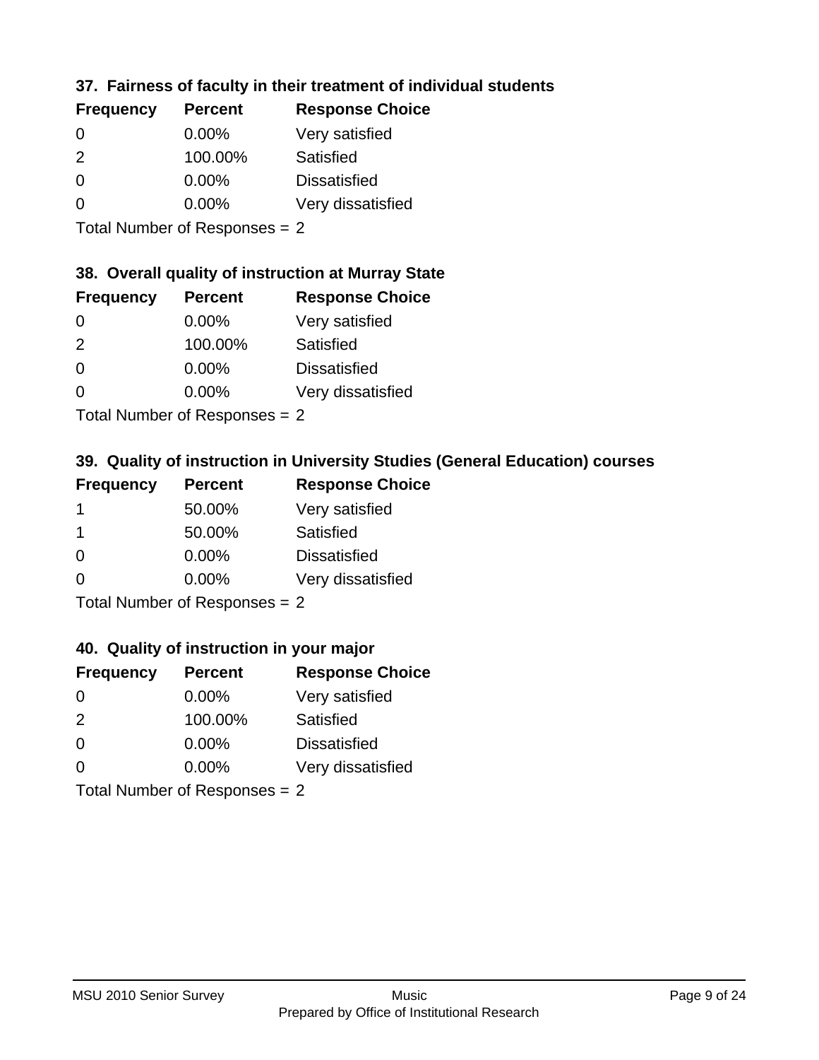### 37. Fairness of faculty in their treatment of individual students

| Frequency | Percent | Response Choice |
| --- | --- | --- |
| 0 | 0.00% | Very satisfied |
| 2 | 100.00% | Satisfied |
| 0 | 0.00% | Dissatisfied |
| 0 | 0.00% | Very dissatisfied |

Total Number of Responses = 2

### 38. Overall quality of instruction at Murray State

| Frequency | Percent | Response Choice |
| --- | --- | --- |
| 0 | 0.00% | Very satisfied |
| 2 | 100.00% | Satisfied |
| 0 | 0.00% | Dissatisfied |
| 0 | 0.00% | Very dissatisfied |

Total Number of Responses = 2

### 39. Quality of instruction in University Studies (General Education) courses

| Frequency | Percent | Response Choice |
| --- | --- | --- |
| 1 | 50.00% | Very satisfied |
| 1 | 50.00% | Satisfied |
| 0 | 0.00% | Dissatisfied |
| 0 | 0.00% | Very dissatisfied |

Total Number of Responses = 2

### 40. Quality of instruction in your major

| Frequency | Percent | Response Choice |
| --- | --- | --- |
| 0 | 0.00% | Very satisfied |
| 2 | 100.00% | Satisfied |
| 0 | 0.00% | Dissatisfied |
| 0 | 0.00% | Very dissatisfied |

Total Number of Responses = 2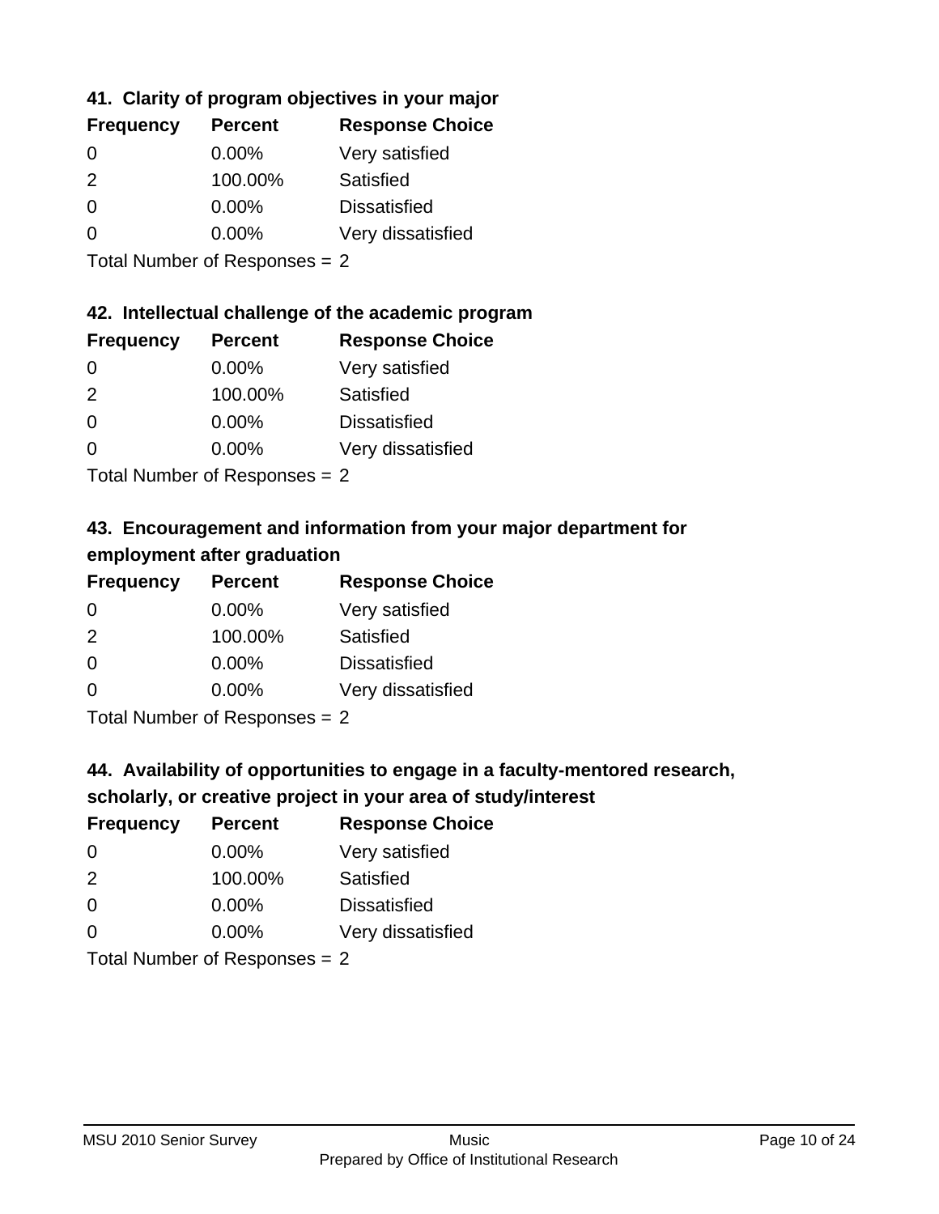### 41. Clarity of program objectives in your major

| Frequency | Percent | Response Choice |
| --- | --- | --- |
| 0 | 0.00% | Very satisfied |
| 2 | 100.00% | Satisfied |
| 0 | 0.00% | Dissatisfied |
| 0 | 0.00% | Very dissatisfied |

Total Number of Responses = 2

### 42. Intellectual challenge of the academic program

| Frequency | Percent | Response Choice |
| --- | --- | --- |
| 0 | 0.00% | Very satisfied |
| 2 | 100.00% | Satisfied |
| 0 | 0.00% | Dissatisfied |
| 0 | 0.00% | Very dissatisfied |

Total Number of Responses = 2

### 43. Encouragement and information from your major department for employment after graduation

| Frequency | Percent | Response Choice |
| --- | --- | --- |
| 0 | 0.00% | Very satisfied |
| 2 | 100.00% | Satisfied |
| 0 | 0.00% | Dissatisfied |
| 0 | 0.00% | Very dissatisfied |

Total Number of Responses = 2

### 44. Availability of opportunities to engage in a faculty-mentored research, scholarly, or creative project in your area of study/interest

| Frequency | Percent | Response Choice |
| --- | --- | --- |
| 0 | 0.00% | Very satisfied |
| 2 | 100.00% | Satisfied |
| 0 | 0.00% | Dissatisfied |
| 0 | 0.00% | Very dissatisfied |

Total Number of Responses = 2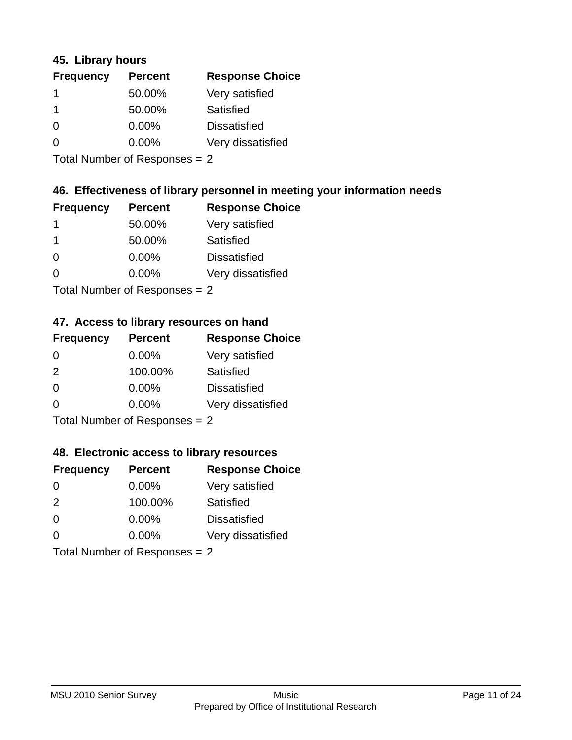### 45. Library hours

| Frequency | Percent | Response Choice |
|---|---|---|
| 1 | 50.00% | Very satisfied |
| 1 | 50.00% | Satisfied |
| 0 | 0.00% | Dissatisfied |
| 0 | 0.00% | Very dissatisfied |

Total Number of Responses = 2

### 46. Effectiveness of library personnel in meeting your information needs

| Frequency | Percent | Response Choice |
|---|---|---|
| 1 | 50.00% | Very satisfied |
| 1 | 50.00% | Satisfied |
| 0 | 0.00% | Dissatisfied |
| 0 | 0.00% | Very dissatisfied |

Total Number of Responses = 2

### 47. Access to library resources on hand

| Frequency | Percent | Response Choice |
|---|---|---|
| 0 | 0.00% | Very satisfied |
| 2 | 100.00% | Satisfied |
| 0 | 0.00% | Dissatisfied |
| 0 | 0.00% | Very dissatisfied |

Total Number of Responses = 2

### 48. Electronic access to library resources

| Frequency | Percent | Response Choice |
|---|---|---|
| 0 | 0.00% | Very satisfied |
| 2 | 100.00% | Satisfied |
| 0 | 0.00% | Dissatisfied |
| 0 | 0.00% | Very dissatisfied |

Total Number of Responses = 2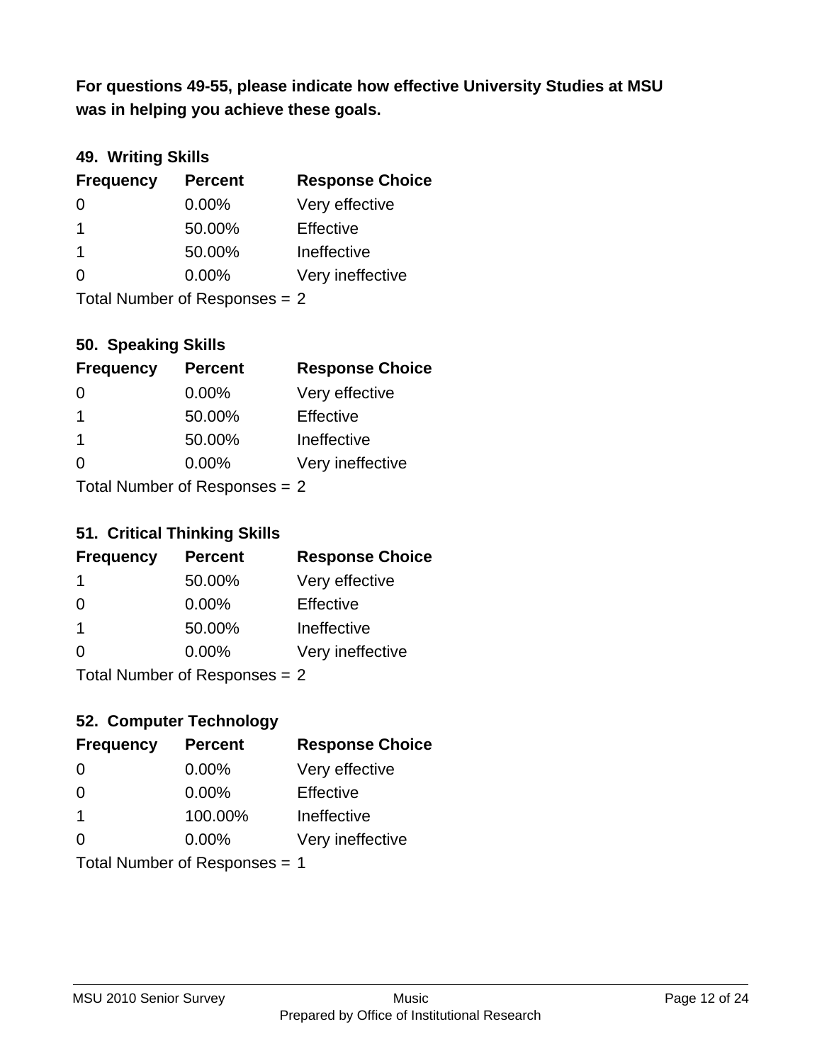**For questions 49-55, please indicate how effective University Studies at MSU was in helping you achieve these goals.**

### 49. Writing Skills

| Frequency | Percent | Response Choice |
|---|---|---|
| 0 | 0.00% | Very effective |
| 1 | 50.00% | Effective |
| 1 | 50.00% | Ineffective |
| 0 | 0.00% | Very ineffective |

Total Number of Responses = 2

### 50. Speaking Skills

| Frequency | Percent | Response Choice |
|---|---|---|
| 0 | 0.00% | Very effective |
| 1 | 50.00% | Effective |
| 1 | 50.00% | Ineffective |
| 0 | 0.00% | Very ineffective |

Total Number of Responses = 2

### 51. Critical Thinking Skills

| Frequency | Percent | Response Choice |
|---|---|---|
| 1 | 50.00% | Very effective |
| 0 | 0.00% | Effective |
| 1 | 50.00% | Ineffective |
| 0 | 0.00% | Very ineffective |

Total Number of Responses = 2

### 52. Computer Technology

| Frequency | Percent | Response Choice |
|---|---|---|
| 0 | 0.00% | Very effective |
| 0 | 0.00% | Effective |
| 1 | 100.00% | Ineffective |
| 0 | 0.00% | Very ineffective |

Total Number of Responses = 1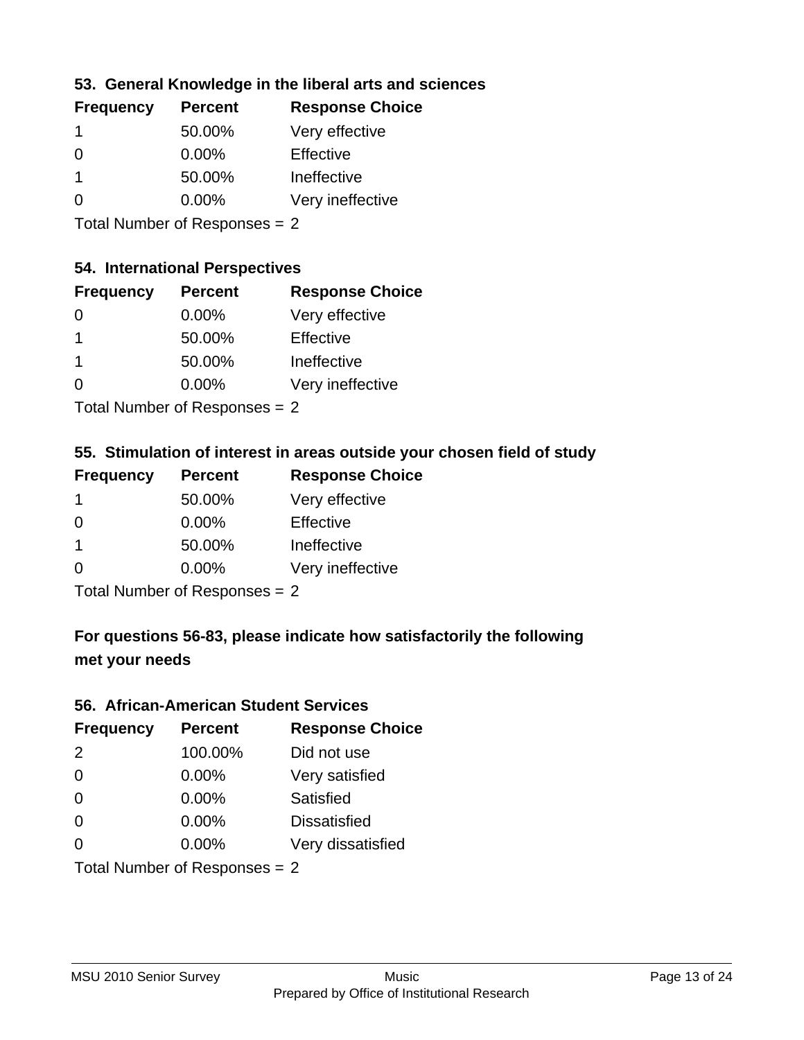### 53. General Knowledge in the liberal arts and sciences

| Frequency | Percent | Response Choice |
| --- | --- | --- |
| 1 | 50.00% | Very effective |
| 0 | 0.00% | Effective |
| 1 | 50.00% | Ineffective |
| 0 | 0.00% | Very ineffective |

Total Number of Responses = 2

### 54. International Perspectives

| Frequency | Percent | Response Choice |
| --- | --- | --- |
| 0 | 0.00% | Very effective |
| 1 | 50.00% | Effective |
| 1 | 50.00% | Ineffective |
| 0 | 0.00% | Very ineffective |

Total Number of Responses = 2

### 55. Stimulation of interest in areas outside your chosen field of study

| Frequency | Percent | Response Choice |
| --- | --- | --- |
| 1 | 50.00% | Very effective |
| 0 | 0.00% | Effective |
| 1 | 50.00% | Ineffective |
| 0 | 0.00% | Very ineffective |

Total Number of Responses = 2

## For questions 56-83, please indicate how satisfactorily the following met your needs

### 56. African-American Student Services

| Frequency | Percent | Response Choice |
| --- | --- | --- |
| 2 | 100.00% | Did not use |
| 0 | 0.00% | Very satisfied |
| 0 | 0.00% | Satisfied |
| 0 | 0.00% | Dissatisfied |
| 0 | 0.00% | Very dissatisfied |

Total Number of Responses = 2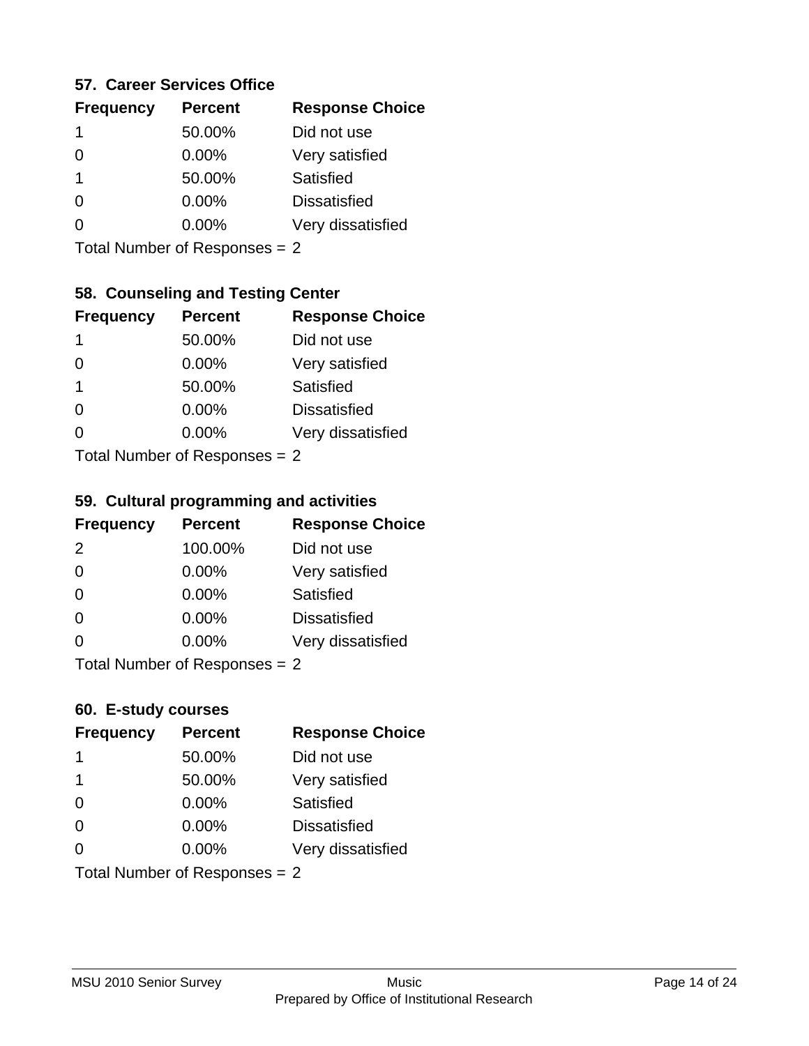### 57. Career Services Office

| Frequency | Percent | Response Choice |
|---|---|---|
| 1 | 50.00% | Did not use |
| 0 | 0.00% | Very satisfied |
| 1 | 50.00% | Satisfied |
| 0 | 0.00% | Dissatisfied |
| 0 | 0.00% | Very dissatisfied |

Total Number of Responses = 2

### 58. Counseling and Testing Center

| Frequency | Percent | Response Choice |
|---|---|---|
| 1 | 50.00% | Did not use |
| 0 | 0.00% | Very satisfied |
| 1 | 50.00% | Satisfied |
| 0 | 0.00% | Dissatisfied |
| 0 | 0.00% | Very dissatisfied |

Total Number of Responses = 2

### 59. Cultural programming and activities

| Frequency | Percent | Response Choice |
|---|---|---|
| 2 | 100.00% | Did not use |
| 0 | 0.00% | Very satisfied |
| 0 | 0.00% | Satisfied |
| 0 | 0.00% | Dissatisfied |
| 0 | 0.00% | Very dissatisfied |

Total Number of Responses = 2

### 60. E-study courses

| Frequency | Percent | Response Choice |
|---|---|---|
| 1 | 50.00% | Did not use |
| 1 | 50.00% | Very satisfied |
| 0 | 0.00% | Satisfied |
| 0 | 0.00% | Dissatisfied |
| 0 | 0.00% | Very dissatisfied |

Total Number of Responses = 2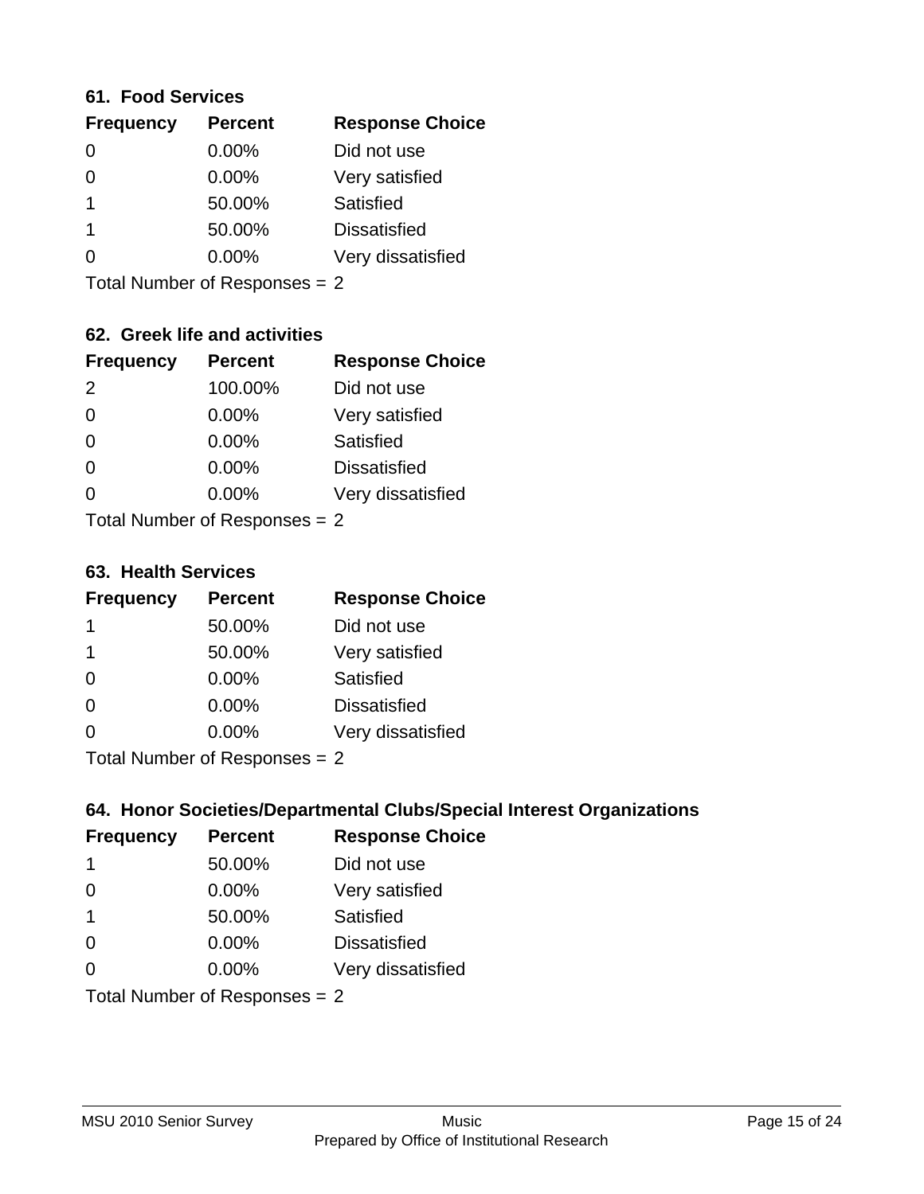### 61. Food Services

| Frequency | Percent | Response Choice |
|---|---|---|
| 0 | 0.00% | Did not use |
| 0 | 0.00% | Very satisfied |
| 1 | 50.00% | Satisfied |
| 1 | 50.00% | Dissatisfied |
| 0 | 0.00% | Very dissatisfied |

Total Number of Responses = 2

### 62. Greek life and activities

| Frequency | Percent | Response Choice |
|---|---|---|
| 2 | 100.00% | Did not use |
| 0 | 0.00% | Very satisfied |
| 0 | 0.00% | Satisfied |
| 0 | 0.00% | Dissatisfied |
| 0 | 0.00% | Very dissatisfied |

Total Number of Responses = 2

### 63. Health Services

| Frequency | Percent | Response Choice |
|---|---|---|
| 1 | 50.00% | Did not use |
| 1 | 50.00% | Very satisfied |
| 0 | 0.00% | Satisfied |
| 0 | 0.00% | Dissatisfied |
| 0 | 0.00% | Very dissatisfied |

Total Number of Responses = 2

### 64. Honor Societies/Departmental Clubs/Special Interest Organizations

| Frequency | Percent | Response Choice |
|---|---|---|
| 1 | 50.00% | Did not use |
| 0 | 0.00% | Very satisfied |
| 1 | 50.00% | Satisfied |
| 0 | 0.00% | Dissatisfied |
| 0 | 0.00% | Very dissatisfied |

Total Number of Responses = 2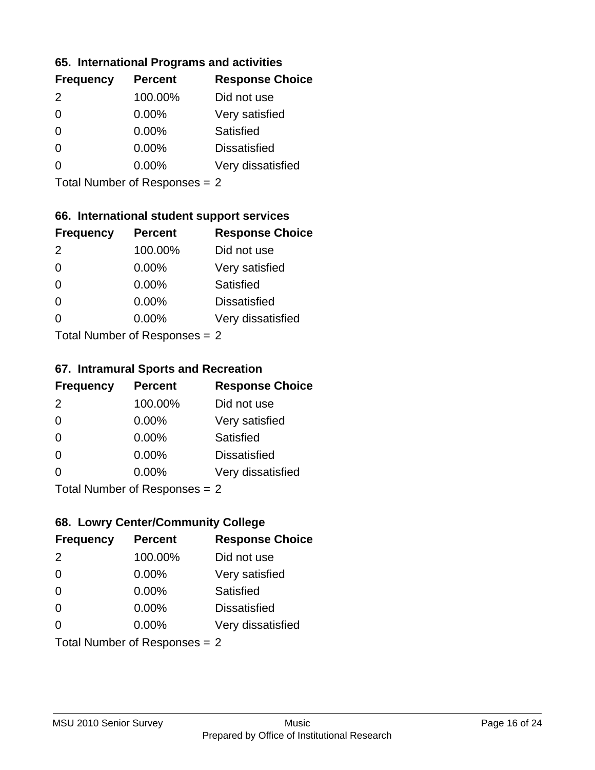### 65. International Programs and activities

| Frequency | Percent | Response Choice |
|---|---|---|
| 2 | 100.00% | Did not use |
| 0 | 0.00% | Very satisfied |
| 0 | 0.00% | Satisfied |
| 0 | 0.00% | Dissatisfied |
| 0 | 0.00% | Very dissatisfied |

Total Number of Responses = 2

### 66. International student support services

| Frequency | Percent | Response Choice |
|---|---|---|
| 2 | 100.00% | Did not use |
| 0 | 0.00% | Very satisfied |
| 0 | 0.00% | Satisfied |
| 0 | 0.00% | Dissatisfied |
| 0 | 0.00% | Very dissatisfied |

Total Number of Responses = 2

### 67. Intramural Sports and Recreation

| Frequency | Percent | Response Choice |
|---|---|---|
| 2 | 100.00% | Did not use |
| 0 | 0.00% | Very satisfied |
| 0 | 0.00% | Satisfied |
| 0 | 0.00% | Dissatisfied |
| 0 | 0.00% | Very dissatisfied |

Total Number of Responses = 2

### 68. Lowry Center/Community College

| Frequency | Percent | Response Choice |
|---|---|---|
| 2 | 100.00% | Did not use |
| 0 | 0.00% | Very satisfied |
| 0 | 0.00% | Satisfied |
| 0 | 0.00% | Dissatisfied |
| 0 | 0.00% | Very dissatisfied |

Total Number of Responses = 2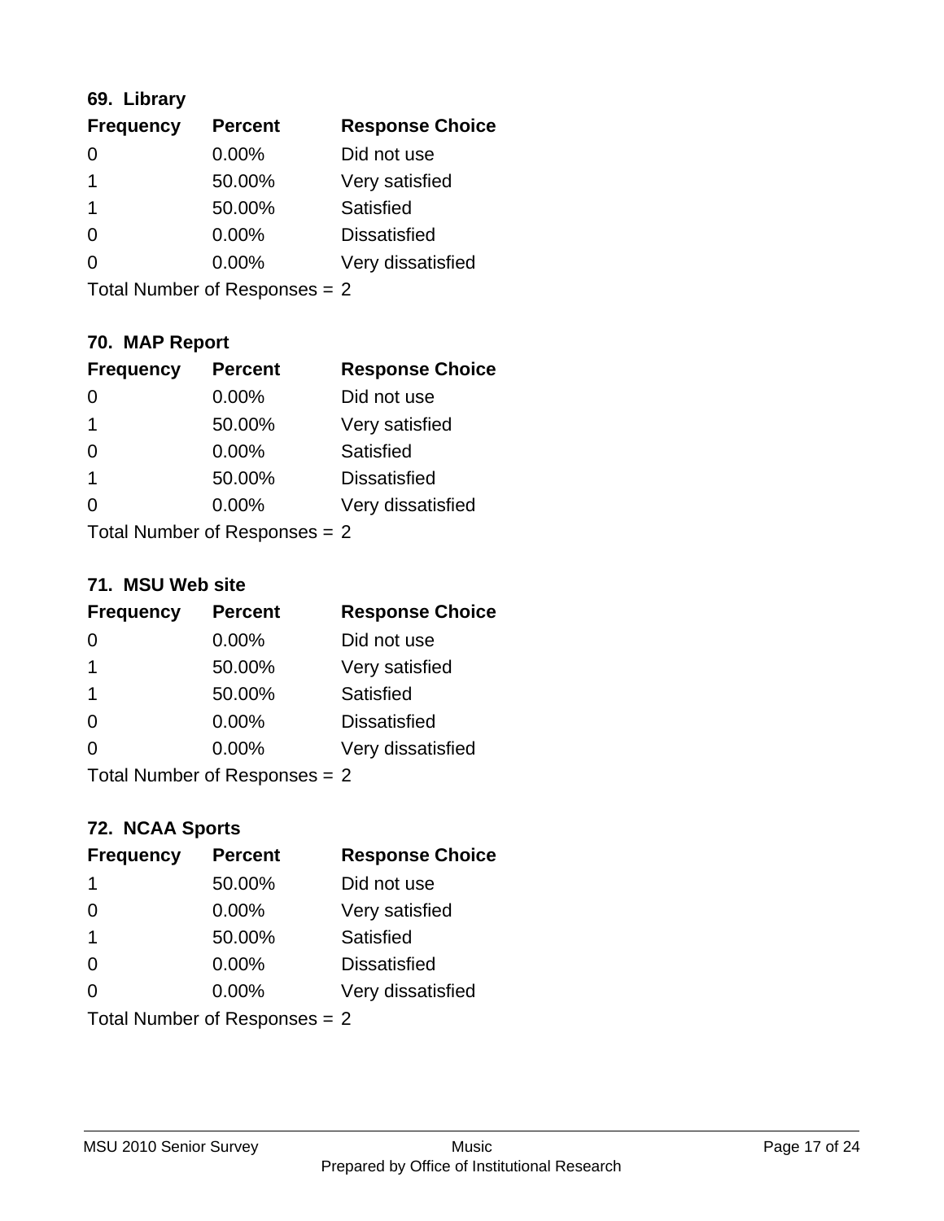### 69. Library

| Frequency | Percent | Response Choice |
|---|---|---|
| 0 | 0.00% | Did not use |
| 1 | 50.00% | Very satisfied |
| 1 | 50.00% | Satisfied |
| 0 | 0.00% | Dissatisfied |
| 0 | 0.00% | Very dissatisfied |

Total Number of Responses = 2

### 70. MAP Report

| Frequency | Percent | Response Choice |
|---|---|---|
| 0 | 0.00% | Did not use |
| 1 | 50.00% | Very satisfied |
| 0 | 0.00% | Satisfied |
| 1 | 50.00% | Dissatisfied |
| 0 | 0.00% | Very dissatisfied |

Total Number of Responses = 2

### 71. MSU Web site

| Frequency | Percent | Response Choice |
|---|---|---|
| 0 | 0.00% | Did not use |
| 1 | 50.00% | Very satisfied |
| 1 | 50.00% | Satisfied |
| 0 | 0.00% | Dissatisfied |
| 0 | 0.00% | Very dissatisfied |

Total Number of Responses = 2

### 72. NCAA Sports

| Frequency | Percent | Response Choice |
|---|---|---|
| 1 | 50.00% | Did not use |
| 0 | 0.00% | Very satisfied |
| 1 | 50.00% | Satisfied |
| 0 | 0.00% | Dissatisfied |
| 0 | 0.00% | Very dissatisfied |

Total Number of Responses = 2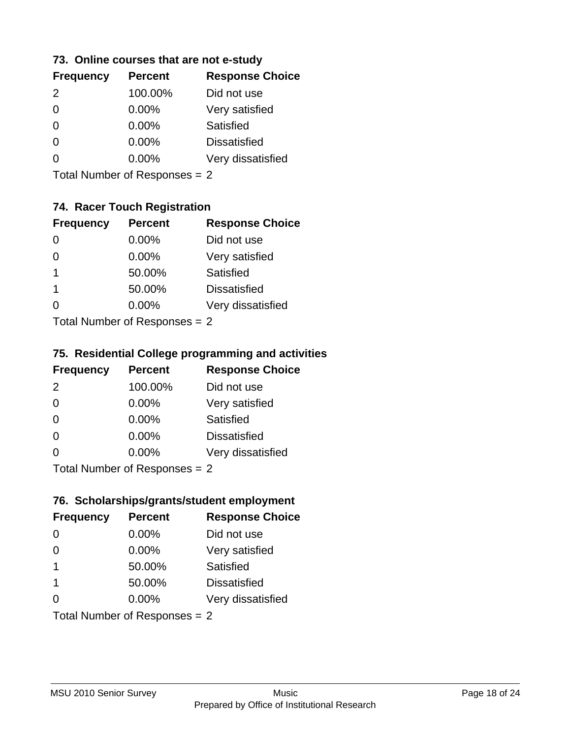### 73. Online courses that are not e-study

| Frequency | Percent | Response Choice |
|---|---|---|
| 2 | 100.00% | Did not use |
| 0 | 0.00% | Very satisfied |
| 0 | 0.00% | Satisfied |
| 0 | 0.00% | Dissatisfied |
| 0 | 0.00% | Very dissatisfied |

Total Number of Responses = 2

### 74. Racer Touch Registration

| Frequency | Percent | Response Choice |
|---|---|---|
| 0 | 0.00% | Did not use |
| 0 | 0.00% | Very satisfied |
| 1 | 50.00% | Satisfied |
| 1 | 50.00% | Dissatisfied |
| 0 | 0.00% | Very dissatisfied |

Total Number of Responses = 2

### 75. Residential College programming and activities

| Frequency | Percent | Response Choice |
|---|---|---|
| 2 | 100.00% | Did not use |
| 0 | 0.00% | Very satisfied |
| 0 | 0.00% | Satisfied |
| 0 | 0.00% | Dissatisfied |
| 0 | 0.00% | Very dissatisfied |

Total Number of Responses = 2

### 76. Scholarships/grants/student employment

| Frequency | Percent | Response Choice |
|---|---|---|
| 0 | 0.00% | Did not use |
| 0 | 0.00% | Very satisfied |
| 1 | 50.00% | Satisfied |
| 1 | 50.00% | Dissatisfied |
| 0 | 0.00% | Very dissatisfied |

Total Number of Responses = 2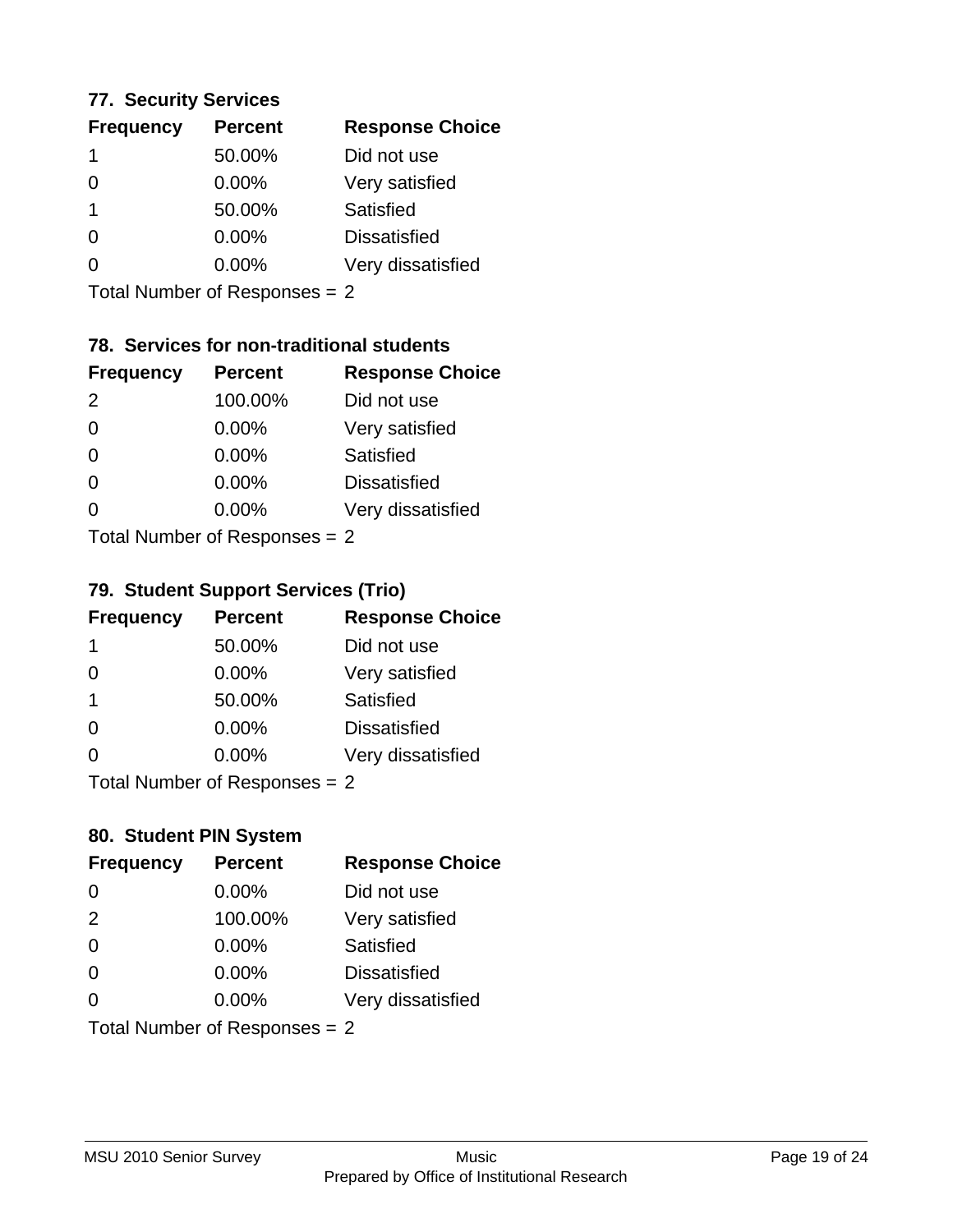### 77. Security Services

| Frequency | Percent | Response Choice |
|---|---|---|
| 1 | 50.00% | Did not use |
| 0 | 0.00% | Very satisfied |
| 1 | 50.00% | Satisfied |
| 0 | 0.00% | Dissatisfied |
| 0 | 0.00% | Very dissatisfied |

Total Number of Responses = 2

### 78. Services for non-traditional students

| Frequency | Percent | Response Choice |
|---|---|---|
| 2 | 100.00% | Did not use |
| 0 | 0.00% | Very satisfied |
| 0 | 0.00% | Satisfied |
| 0 | 0.00% | Dissatisfied |
| 0 | 0.00% | Very dissatisfied |

Total Number of Responses = 2

### 79. Student Support Services (Trio)

| Frequency | Percent | Response Choice |
|---|---|---|
| 1 | 50.00% | Did not use |
| 0 | 0.00% | Very satisfied |
| 1 | 50.00% | Satisfied |
| 0 | 0.00% | Dissatisfied |
| 0 | 0.00% | Very dissatisfied |

Total Number of Responses = 2

### 80. Student PIN System

| Frequency | Percent | Response Choice |
|---|---|---|
| 0 | 0.00% | Did not use |
| 2 | 100.00% | Very satisfied |
| 0 | 0.00% | Satisfied |
| 0 | 0.00% | Dissatisfied |
| 0 | 0.00% | Very dissatisfied |

Total Number of Responses = 2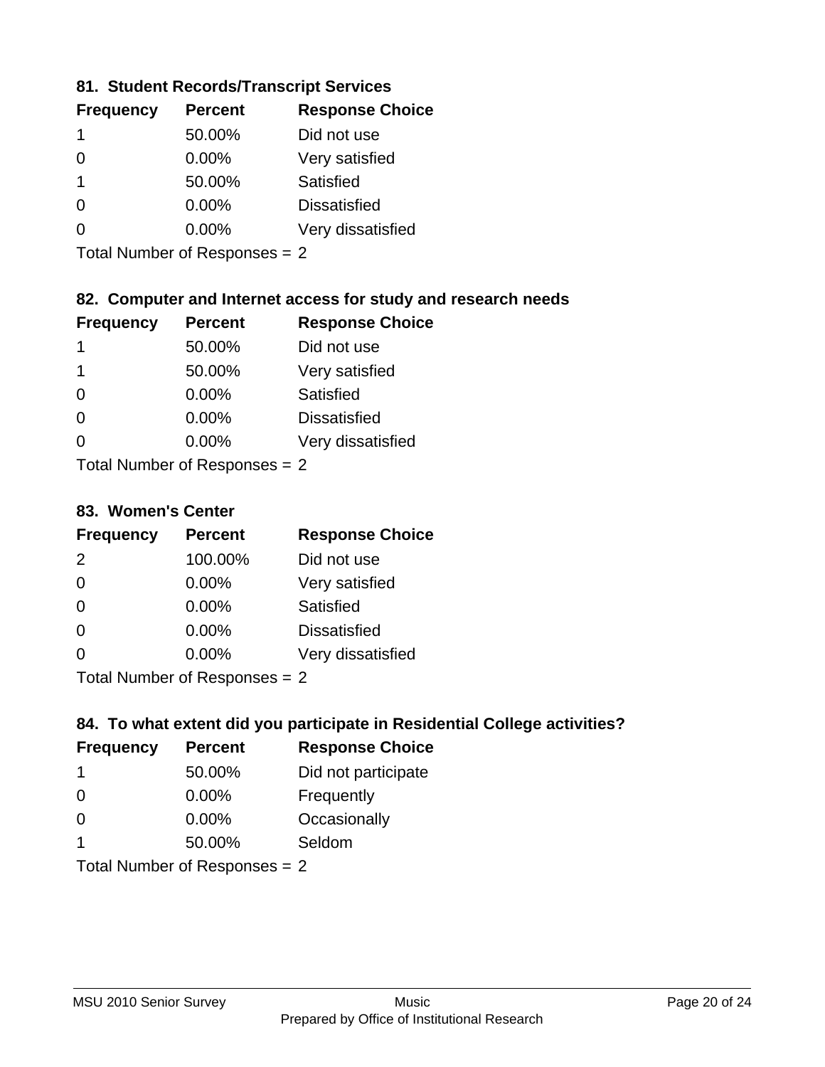## 81. Student Records/Transcript Services

| Frequency | Percent | Response Choice |
|---|---|---|
| 1 | 50.00% | Did not use |
| 0 | 0.00% | Very satisfied |
| 1 | 50.00% | Satisfied |
| 0 | 0.00% | Dissatisfied |
| 0 | 0.00% | Very dissatisfied |

Total Number of Responses = 2

## 82. Computer and Internet access for study and research needs

| Frequency | Percent | Response Choice |
|---|---|---|
| 1 | 50.00% | Did not use |
| 1 | 50.00% | Very satisfied |
| 0 | 0.00% | Satisfied |
| 0 | 0.00% | Dissatisfied |
| 0 | 0.00% | Very dissatisfied |

Total Number of Responses = 2

## 83. Women's Center

| Frequency | Percent | Response Choice |
|---|---|---|
| 2 | 100.00% | Did not use |
| 0 | 0.00% | Very satisfied |
| 0 | 0.00% | Satisfied |
| 0 | 0.00% | Dissatisfied |
| 0 | 0.00% | Very dissatisfied |

Total Number of Responses = 2

## 84. To what extent did you participate in Residential College activities?

| Frequency | Percent | Response Choice |
|---|---|---|
| 1 | 50.00% | Did not participate |
| 0 | 0.00% | Frequently |
| 0 | 0.00% | Occasionally |
| 1 | 50.00% | Seldom |

Total Number of Responses = 2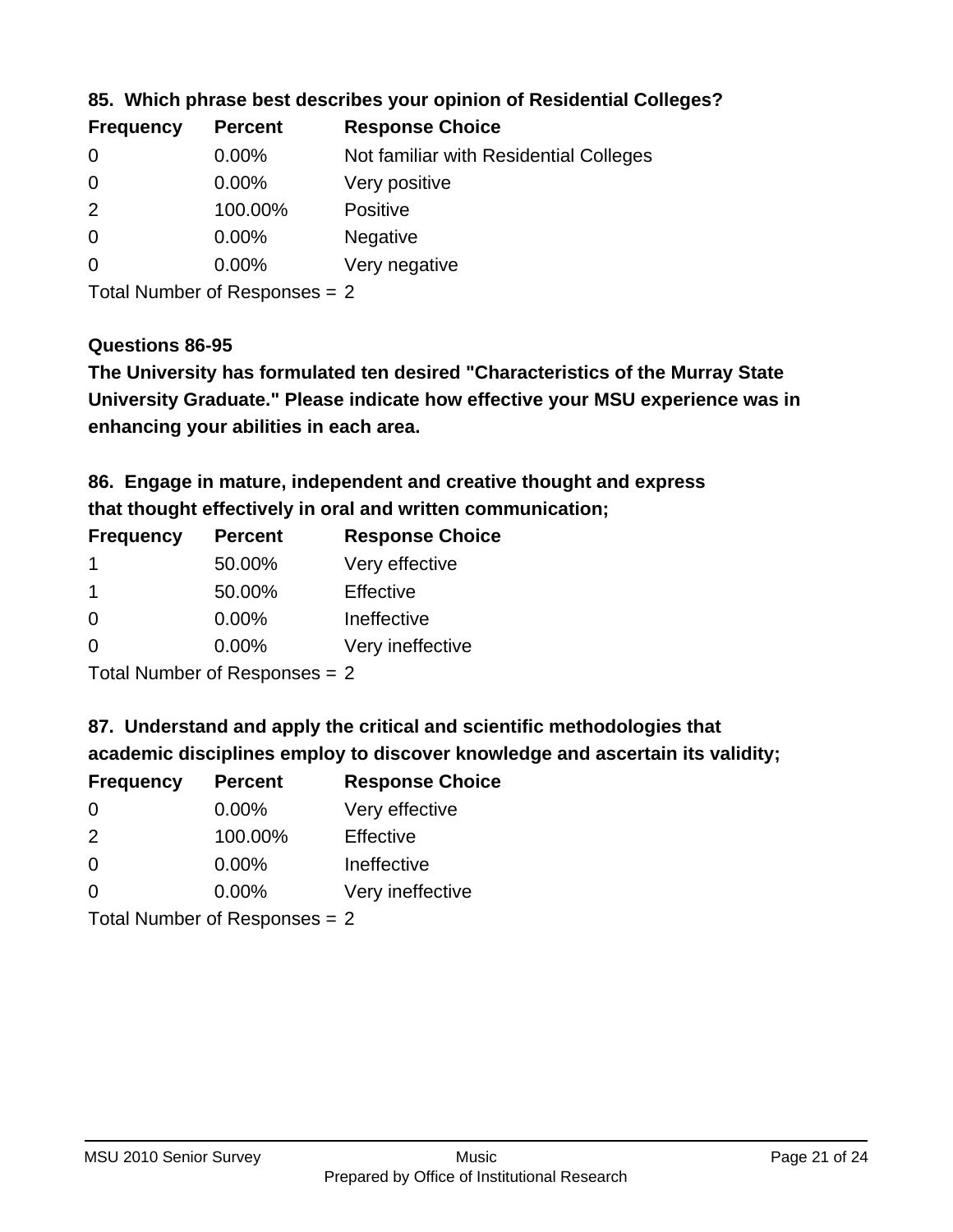### 85. Which phrase best describes your opinion of Residential Colleges?

| Frequency | Percent | Response Choice |
|---|---|---|
| 0 | 0.00% | Not familiar with Residential Colleges |
| 0 | 0.00% | Very positive |
| 2 | 100.00% | Positive |
| 0 | 0.00% | Negative |
| 0 | 0.00% | Very negative |

Total Number of Responses = 2

### Questions 86-95

**The University has formulated ten desired "Characteristics of the Murray State University Graduate." Please indicate how effective your MSU experience was in enhancing your abilities in each area.**

### 86. Engage in mature, independent and creative thought and express that thought effectively in oral and written communication;

| Frequency | Percent | Response Choice |
|---|---|---|
| 1 | 50.00% | Very effective |
| 1 | 50.00% | Effective |
| 0 | 0.00% | Ineffective |
| 0 | 0.00% | Very ineffective |

Total Number of Responses = 2

### 87. Understand and apply the critical and scientific methodologies that academic disciplines employ to discover knowledge and ascertain its validity;

| Frequency | Percent | Response Choice |
|---|---|---|
| 0 | 0.00% | Very effective |
| 2 | 100.00% | Effective |
| 0 | 0.00% | Ineffective |
| 0 | 0.00% | Very ineffective |

Total Number of Responses = 2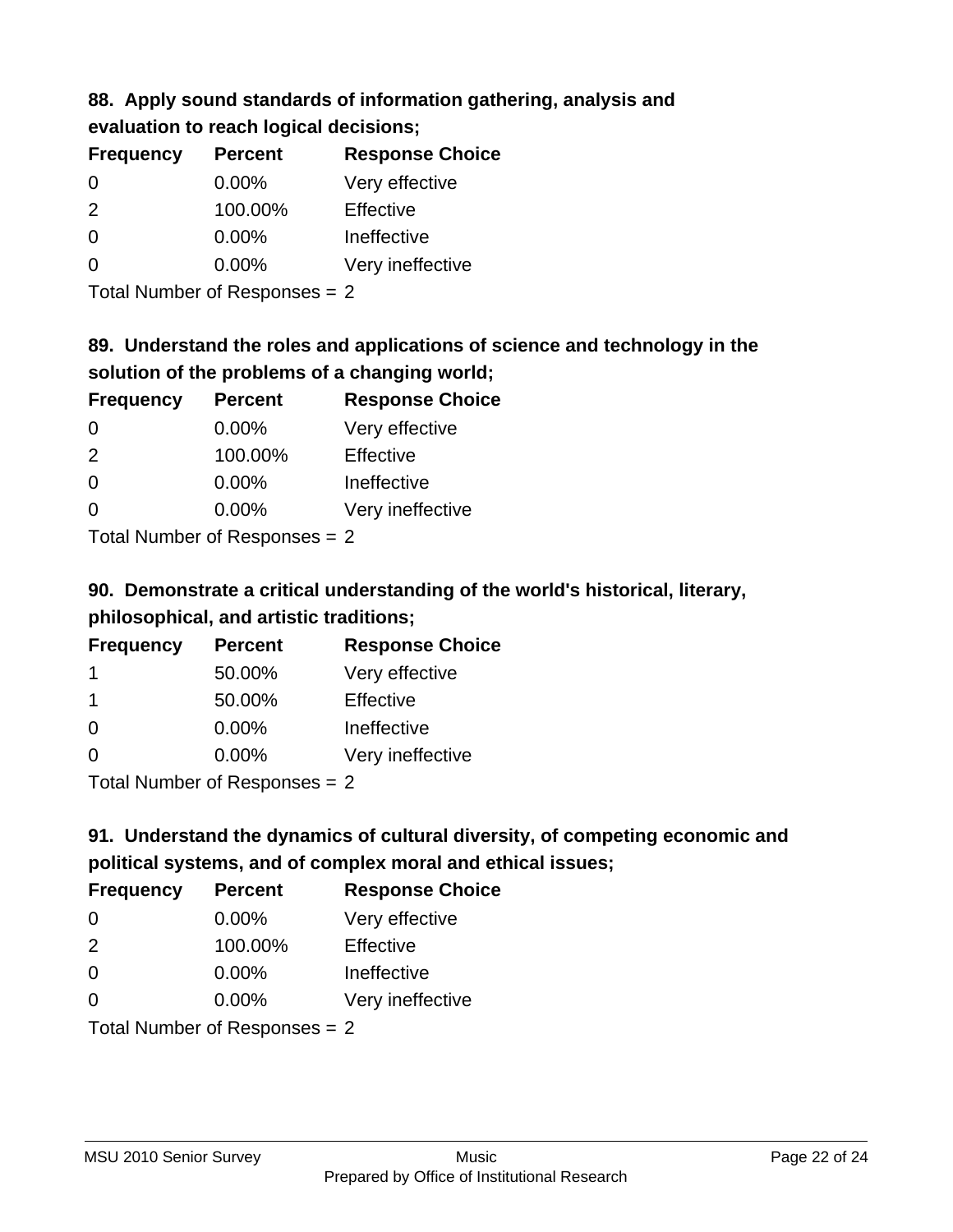### 88. Apply sound standards of information gathering, analysis and evaluation to reach logical decisions;

| Frequency | Percent | Response Choice |
| --- | --- | --- |
| 0 | 0.00% | Very effective |
| 2 | 100.00% | Effective |
| 0 | 0.00% | Ineffective |
| 0 | 0.00% | Very ineffective |

Total Number of Responses = 2

### 89. Understand the roles and applications of science and technology in the solution of the problems of a changing world;

| Frequency | Percent | Response Choice |
| --- | --- | --- |
| 0 | 0.00% | Very effective |
| 2 | 100.00% | Effective |
| 0 | 0.00% | Ineffective |
| 0 | 0.00% | Very ineffective |

Total Number of Responses = 2

### 90. Demonstrate a critical understanding of the world's historical, literary, philosophical, and artistic traditions;

| Frequency | Percent | Response Choice |
| --- | --- | --- |
| 1 | 50.00% | Very effective |
| 1 | 50.00% | Effective |
| 0 | 0.00% | Ineffective |
| 0 | 0.00% | Very ineffective |

Total Number of Responses = 2

### 91. Understand the dynamics of cultural diversity, of competing economic and political systems, and of complex moral and ethical issues;

| Frequency | Percent | Response Choice |
| --- | --- | --- |
| 0 | 0.00% | Very effective |
| 2 | 100.00% | Effective |
| 0 | 0.00% | Ineffective |
| 0 | 0.00% | Very ineffective |

Total Number of Responses = 2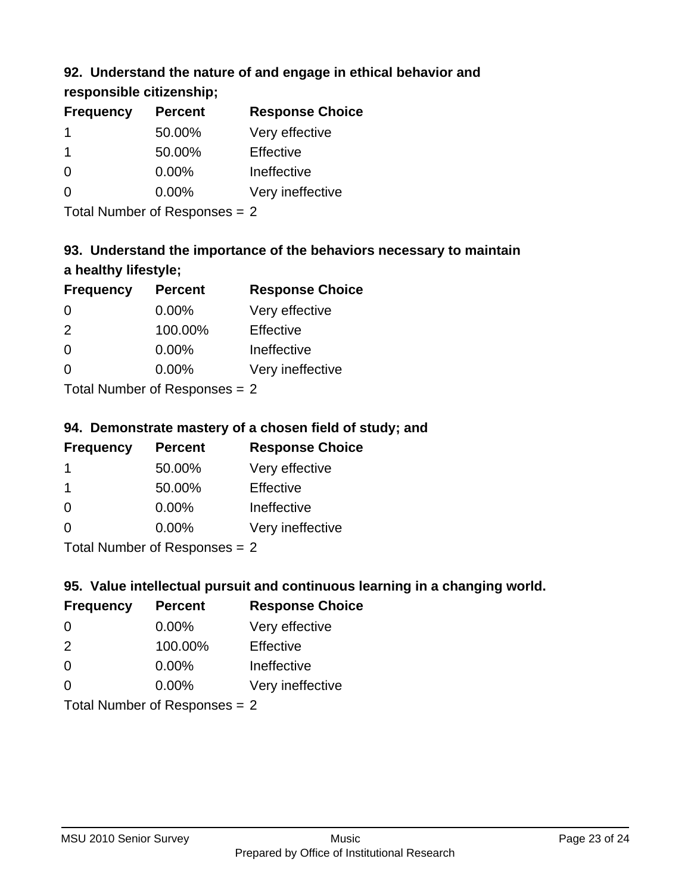### 92. Understand the nature of and engage in ethical behavior and responsible citizenship;

| Frequency | Percent | Response Choice |
|---|---|---|
| 1 | 50.00% | Very effective |
| 1 | 50.00% | Effective |
| 0 | 0.00% | Ineffective |
| 0 | 0.00% | Very ineffective |

Total Number of Responses = 2

### 93. Understand the importance of the behaviors necessary to maintain a healthy lifestyle;

| Frequency | Percent | Response Choice |
|---|---|---|
| 0 | 0.00% | Very effective |
| 2 | 100.00% | Effective |
| 0 | 0.00% | Ineffective |
| 0 | 0.00% | Very ineffective |

Total Number of Responses = 2

### 94. Demonstrate mastery of a chosen field of study; and

| Frequency | Percent | Response Choice |
|---|---|---|
| 1 | 50.00% | Very effective |
| 1 | 50.00% | Effective |
| 0 | 0.00% | Ineffective |
| 0 | 0.00% | Very ineffective |

Total Number of Responses = 2

### 95. Value intellectual pursuit and continuous learning in a changing world.

| Frequency | Percent | Response Choice |
|---|---|---|
| 0 | 0.00% | Very effective |
| 2 | 100.00% | Effective |
| 0 | 0.00% | Ineffective |
| 0 | 0.00% | Very ineffective |

Total Number of Responses = 2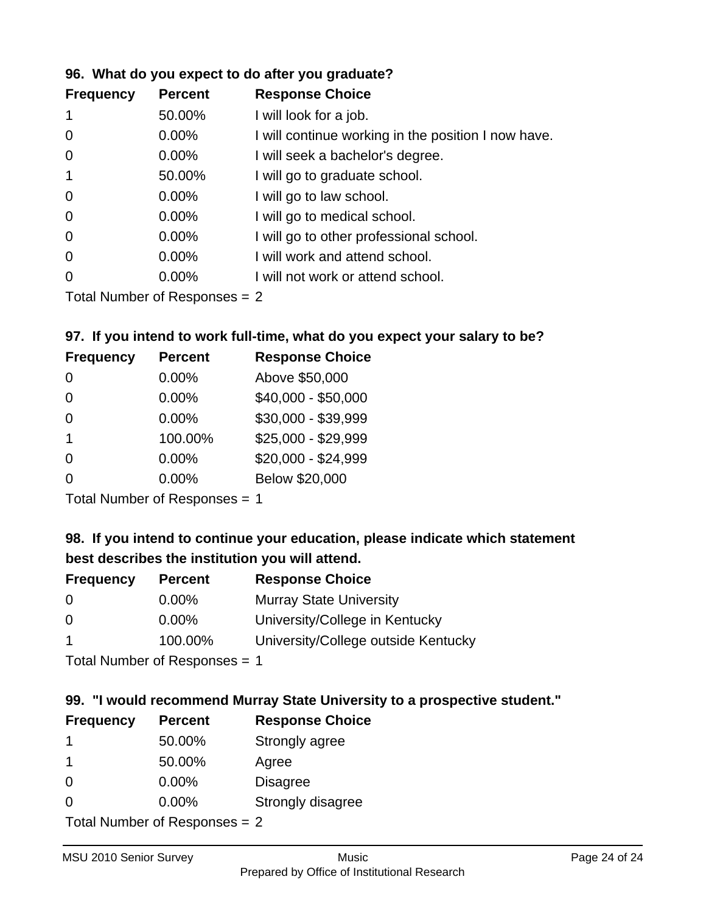### 96. What do you expect to do after you graduate?

| Frequency | Percent | Response Choice |
|---|---|---|
| 1 | 50.00% | I will look for a job. |
| 0 | 0.00% | I will continue working in the position I now have. |
| 0 | 0.00% | I will seek a bachelor's degree. |
| 1 | 50.00% | I will go to graduate school. |
| 0 | 0.00% | I will go to law school. |
| 0 | 0.00% | I will go to medical school. |
| 0 | 0.00% | I will go to other professional school. |
| 0 | 0.00% | I will work and attend school. |
| 0 | 0.00% | I will not work or attend school. |

Total Number of Responses = 2

### 97. If you intend to work full-time, what do you expect your salary to be?

| Frequency | Percent | Response Choice |
|---|---|---|
| 0 | 0.00% | Above $50,000 |
| 0 | 0.00% | $40,000 - $50,000 |
| 0 | 0.00% | $30,000 - $39,999 |
| 1 | 100.00% | $25,000 - $29,999 |
| 0 | 0.00% | $20,000 - $24,999 |
| 0 | 0.00% | Below $20,000 |

Total Number of Responses = 1

### 98. If you intend to continue your education, please indicate which statement best describes the institution you will attend.

| Frequency | Percent | Response Choice |
|---|---|---|
| 0 | 0.00% | Murray State University |
| 0 | 0.00% | University/College in Kentucky |
| 1 | 100.00% | University/College outside Kentucky |

Total Number of Responses = 1

### 99. "I would recommend Murray State University to a prospective student."

| Frequency | Percent | Response Choice |
|---|---|---|
| 1 | 50.00% | Strongly agree |
| 1 | 50.00% | Agree |
| 0 | 0.00% | Disagree |
| 0 | 0.00% | Strongly disagree |

Total Number of Responses = 2